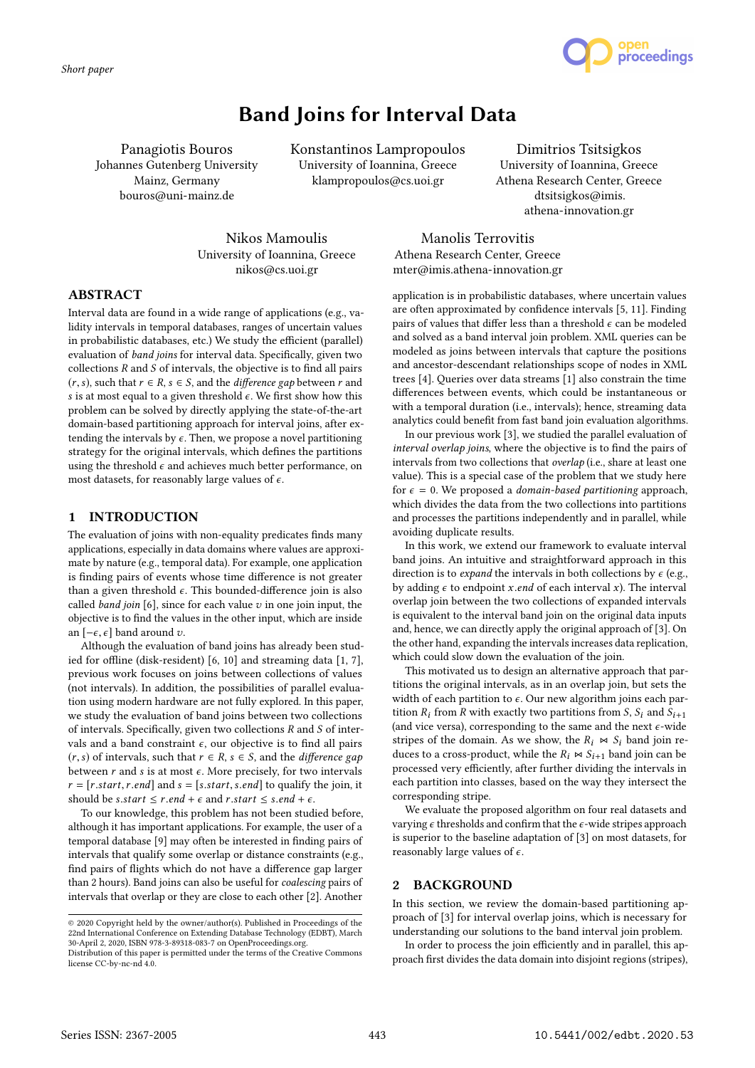Short paper

# Band Joins for Interval Data

Panagiotis Bouros
Johannes Gutenberg University
Mainz, Germany
bouros@uni-mainz.de

Konstantinos Lampropoulos
University of Ioannina, Greece
klampropoulos@cs.uoi.gr

Dimitrios Tsitsigkos
University of Ioannina, Greece
Athena Research Center, Greece
dtsitsigkos@imis.athena-innovation.gr

Nikos Mamoulis
University of Ioannina, Greece
nikos@cs.uoi.gr

Manolis Terrovitis
Athena Research Center, Greece
mter@imis.athena-innovation.gr

## ABSTRACT

Interval data are found in a wide range of applications (e.g., validity intervals in temporal databases, ranges of uncertain values in probabilistic databases, etc.) We study the efficient (parallel) evaluation of *band joins* for interval data. Specifically, given two collections $R$ and $S$ of intervals, the objective is to find all pairs $(r, s)$, such that $r \in R$, $s \in S$, and the *difference gap* between $r$ and $s$ is at most equal to a given threshold $\epsilon$. We first show how this problem can be solved by directly applying the state-of-the-art domain-based partitioning approach for interval joins, after extending the intervals by $\epsilon$. Then, we propose a novel partitioning strategy for the original intervals, which defines the partitions using the threshold $\epsilon$ and achieves much better performance, on most datasets, for reasonably large values of $\epsilon$.

## 1 INTRODUCTION

The evaluation of joins with non-equality predicates finds many applications, especially in data domains where values are approximate by nature (e.g., temporal data). For example, one application is finding pairs of events whose time difference is not greater than a given threshold $\epsilon$. This bounded-difference join is also called *band join* [6], since for each value $v$ in one join input, the objective is to find the values in the other input, which are inside an $[-\epsilon, \epsilon]$ band around $v$.

Although the evaluation of band joins has already been studied for offline (disk-resident) [6, 10] and streaming data [1, 7], previous work focuses on joins between collections of values (not intervals). In addition, the possibilities of parallel evaluation using modern hardware are not fully explored. In this paper, we study the evaluation of band joins between two collections of intervals. Specifically, given two collections $R$ and $S$ of intervals and a band constraint $\epsilon$, our objective is to find all pairs $(r, s)$ of intervals, such that $r \in R$, $s \in S$, and the *difference gap* between $r$ and $s$ is at most $\epsilon$. More precisely, for two intervals $r = [r.start, r.end]$ and $s = [s.start, s.end]$ to qualify the join, it should be $s.start \leq r.end + \epsilon$ and $r.start \leq s.end + \epsilon$.

To our knowledge, this problem has not been studied before, although it has important applications. For example, the user of a temporal database [9] may often be interested in finding pairs of intervals that qualify some overlap or distance constraints (e.g., find pairs of flights which do not have a difference gap larger than 2 hours). Band joins can also be useful for *coalescing* pairs of intervals that overlap or they are close to each other [2]. Another application is in probabilistic databases, where uncertain values are often approximated by confidence intervals [5, 11]. Finding pairs of values that differ less than a threshold $\epsilon$ can be modeled and solved as a band interval join problem. XML queries can be modeled as joins between intervals that capture the positions and ancestor-descendant relationships scope of nodes in XML trees [4]. Queries over data streams [1] also constrain the time differences between events, which could be instantaneous or with a temporal duration (i.e., intervals); hence, streaming data analytics could benefit from fast band join evaluation algorithms.

In our previous work [3], we studied the parallel evaluation of *interval overlap joins*, where the objective is to find the pairs of intervals from two collections that *overlap* (i.e., share at least one value). This is a special case of the problem that we study here for $\epsilon = 0$. We proposed a *domain-based partitioning* approach, which divides the data from the two collections into partitions and processes the partitions independently and in parallel, while avoiding duplicate results.

In this work, we extend our framework to evaluate interval band joins. An intuitive and straightforward approach in this direction is to *expand* the intervals in both collections by $\epsilon$ (e.g., by adding $\epsilon$ to endpoint $x.end$ of each interval $x$). The interval overlap join between the two collections of expanded intervals is equivalent to the interval band join on the original data inputs and, hence, we can directly apply the original approach of [3]. On the other hand, expanding the intervals increases data replication, which could slow down the evaluation of the join.

This motivated us to design an alternative approach that partitions the original intervals, as in an overlap join, but sets the width of each partition to $\epsilon$. Our new algorithm joins each partition $R_i$ from $R$ with exactly two partitions from $S$, $S_i$ and $S_{i+1}$ (and vice versa), corresponding to the same and the next $\epsilon$-wide stripes of the domain. As we show, the $R_i \bowtie S_i$ band join reduces to a cross-product, while the $R_i \bowtie S_{i+1}$ band join can be processed very efficiently, after further dividing the intervals in each partition into classes, based on the way they intersect the corresponding stripe.

We evaluate the proposed algorithm on four real datasets and varying $\epsilon$ thresholds and confirm that the $\epsilon$-wide stripes approach is superior to the baseline adaptation of [3] on most datasets, for reasonably large values of $\epsilon$.

## 2 BACKGROUND

In this section, we review the domain-based partitioning approach of [3] for interval overlap joins, which is necessary for understanding our solutions to the band interval join problem.

In order to process the join efficiently and in parallel, this approach first divides the data domain into disjoint regions (stripes),

© 2020 Copyright held by the owner/author(s). Published in Proceedings of the 22nd International Conference on Extending Database Technology (EDBT), March 30-April 2, 2020, ISBN 978-3-89318-083-7 on OpenProceedings.org.
Distribution of this paper is permitted under the terms of the Creative Commons license CC-by-nc-nd 4.0.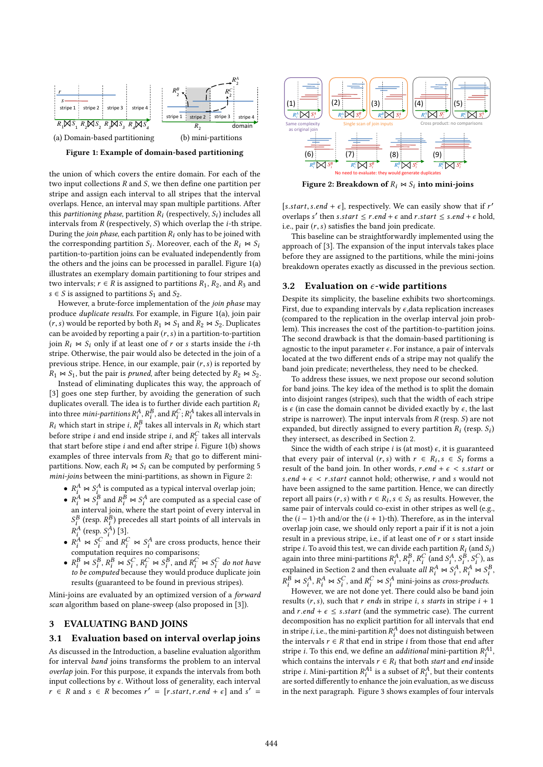(a) Domain-based partitioning (b) mini-partitions

**Figure 1: Example of domain-based partitioning**

the union of which covers the entire domain. For each of the two input collections $R$ and $S$, we then define one partition per stripe and assign each interval to all stripes that the interval overlaps. Hence, an interval may span multiple partitions. After this *partitioning phase*, partition $R_i$ (respectively, $S_i$) includes all intervals from $R$ (respectively, $S$) which overlap the $i$-th stripe. During the *join phase*, each partition $R_i$ only has to be joined with the corresponding partition $S_i$. Moreover, each of the $R_i \bowtie S_i$ partition-to-partition joins can be evaluated independently from the others and the joins can be processed in parallel. Figure 1(a) illustrates an exemplary domain partitioning to four stripes and two intervals; $r \in R$ is assigned to partitions $R_1$, $R_2$, and $R_3$ and $s \in S$ is assigned to partitions $S_1$ and $S_2$.

However, a brute-force implementation of the *join phase* may produce *duplicate results*. For example, in Figure 1(a), join pair $(r, s)$ would be reported by both $R_1 \bowtie S_1$ and $R_2 \bowtie S_2$. Duplicates can be avoided by reporting a pair $(r, s)$ in a partition-to-partition join $R_i \bowtie S_i$ only if at least one of $r$ or $s$ starts inside the $i$-th stripe. Otherwise, the pair would also be detected in the join of a previous stripe. Hence, in our example, pair $(r, s)$ is reported by $R_1 \bowtie S_1$, but the pair is *pruned*, after being detected by $R_2 \bowtie S_2$.

Instead of eliminating duplicates this way, the approach of [3] goes one step further, by avoiding the generation of such duplicates overall. The idea is to further divide each partition $R_i$ into three *mini-partitions* $R_i^A$, $R_i^B$, and $R_i^C$; $R_i^A$ takes all intervals in $R_i$ which start in stripe $i$, $R_i^B$ takes all intervals in $R_i$ which start before stripe $i$ and end inside stripe $i$, and $R_i^C$ takes all intervals that start before stripe $i$ and end after stripe $i$. Figure 1(b) shows examples of three intervals from $R_2$ that go to different mini-partitions. Now, each $R_i \bowtie S_i$ can be computed by performing 5 *mini-joins* between the mini-partitions, as shown in Figure 2:

- $R_i^A \bowtie S_i^A$ is computed as a typical interval overlap join;
- $R_i^A \bowtie S_i^B$ and $R_i^B \bowtie S_i^A$ are computed as a special case of an interval join, where the start point of every interval in $S_i^B$ (resp. $R_i^B$) precedes all start points of all intervals in $R_i^A$ (resp. $S_i^A$) [3].
- $R_i^A \bowtie S_i^C$ and $R_i^C \bowtie S_i^A$ are cross products, hence their computation requires no comparisons;
- $R_i^B \bowtie S_i^B$, $R_i^B \bowtie S_i^C$, $R_i^C \bowtie S_i^B$, and $R_i^C \bowtie S_i^C$ *do not have to be computed* because they would produce duplicate join results (guaranteed to be found in previous stripes).

Mini-joins are evaluated by an optimized version of a *forward scan* algorithm based on plane-sweep (also proposed in [3]).

## 3 EVALUATING BAND JOINS

### 3.1 Evaluation based on interval overlap joins

As discussed in the Introduction, a baseline evaluation algorithm for interval *band* joins transforms the problem to an interval *overlap* join. For this purpose, it expands the intervals from both input collections by $\epsilon$. Without loss of generality, each interval $r \in R$ and $s \in R$ becomes $r' = [r.start, r.end + \epsilon]$ and $s' = [s.start, s.end + \epsilon]$, respectively. We can easily show that if $r'$ overlaps $s'$ then $s.start \leq r.end + \epsilon$ and $r.start \leq s.end + \epsilon$ hold, i.e., pair $(r, s)$ satisfies the band join predicate.

This baseline can be straightforwardly implemented using the approach of [3]. The expansion of the input intervals takes place before they are assigned to the partitions, while the mini-joins breakdown operates exactly as discussed in the previous section.

(1) $R_i^A \bowtie S_i^A$ — Same complexity as original join; (2) $R_i^A \bowtie S_i^B$, (3) $R_i^B \bowtie S_i^A$ — Single scan of join inputs; (4) $R_i^A \bowtie S_i^C$, (5) $R_i^C \bowtie S_i^A$ — Cross product: no comparisons; (6) $R_i^B \bowtie S_i^B$, (7) $R_i^C \bowtie S_i^B$, (8) $R_i^B \bowtie S_i^C$, (9) $R_i^C \bowtie S_i^C$ — No need to evaluate: they would generate duplicates

**Figure 2: Breakdown of $R_i \bowtie S_i$ into mini-joins**

### 3.2 Evaluation on $\epsilon$-wide partitions

Despite its simplicity, the baseline exhibits two shortcomings. First, due to expanding intervals by $\epsilon$,data replication increases (compared to the replication in the overlap interval join problem). This increases the cost of the partition-to-partition joins. The second drawback is that the domain-based partitioning is agnostic to the input parameter $\epsilon$. For instance, a pair of intervals located at the two different ends of a stripe may not qualify the band join predicate; nevertheless, they need to be checked.

To address these issues, we next propose our second solution for band joins. The key idea of the method is to split the domain into disjoint ranges (stripes), such that the width of each stripe is $\epsilon$ (in case the domain cannot be divided exactly by $\epsilon$, the last stripe is narrower). The input intervals from $R$ (resp. $S$) are not expanded, but directly assigned to every partition $R_i$ (resp. $S_i$) they intersect, as described in Section 2.

Since the width of each stripe $i$ is (at most) $\epsilon$, it is guaranteed that every pair of interval $(r, s)$ with $r \in R_i, s \in S_i$ forms a result of the band join. In other words, $r.end + \epsilon < s.start$ or $s.end + \epsilon < r.start$ cannot hold; otherwise, $r$ and $s$ would not have been assigned to the same partition. Hence, we can directly report all pairs $(r, s)$ with $r \in R_i, s \in S_i$ as results. However, the same pair of intervals could co-exist in other stripes as well (e.g., the $(i-1)$-th and/or the $(i+1)$-th). Therefore, as in the interval overlap join case, we should only report a pair if it is not a join result in a previous stripe, i.e., if at least one of $r$ or $s$ start inside stripe $i$. To avoid this test, we can divide each partition $R_i$ (and $S_i$) again into three mini-partitions $R_i^A, R_i^B, R_i^C$ (and $S_i^A, S_i^B, S_i^C$), as explained in Section 2 and then evaluate *all* $R_i^A \bowtie S_i^A$, $R_i^A \bowtie S_i^B$, $R_i^B \bowtie S_i^A$, $R_i^A \bowtie S_i^C$, and $R_i^C \bowtie S_i^A$ mini-joins as *cross-products*.

However, we are not done yet. There could also be band join results $(r, s)$, such that $r$ *ends* in stripe $i$, $s$ *starts* in stripe $i+1$ and $r.end + \epsilon \leq s.start$ (and the symmetric case). The current decomposition has no explicit partition for all intervals that end in stripe $i$, i.e., the mini-partition $R_i^A$ does not distinguish between the intervals $r \in R$ that end in stripe $i$ from those that end after stripe $i$. To this end, we define an *additional* mini-partition $R_i^{A1}$, which contains the intervals $r \in R$ that both *start* and *end* inside stripe $i$. Mini-partition $R_i^{A1}$ is a subset of $R_i^A$, but their contents are sorted differently to enhance the join evaluation, as we discuss in the next paragraph. Figure 3 shows examples of four intervals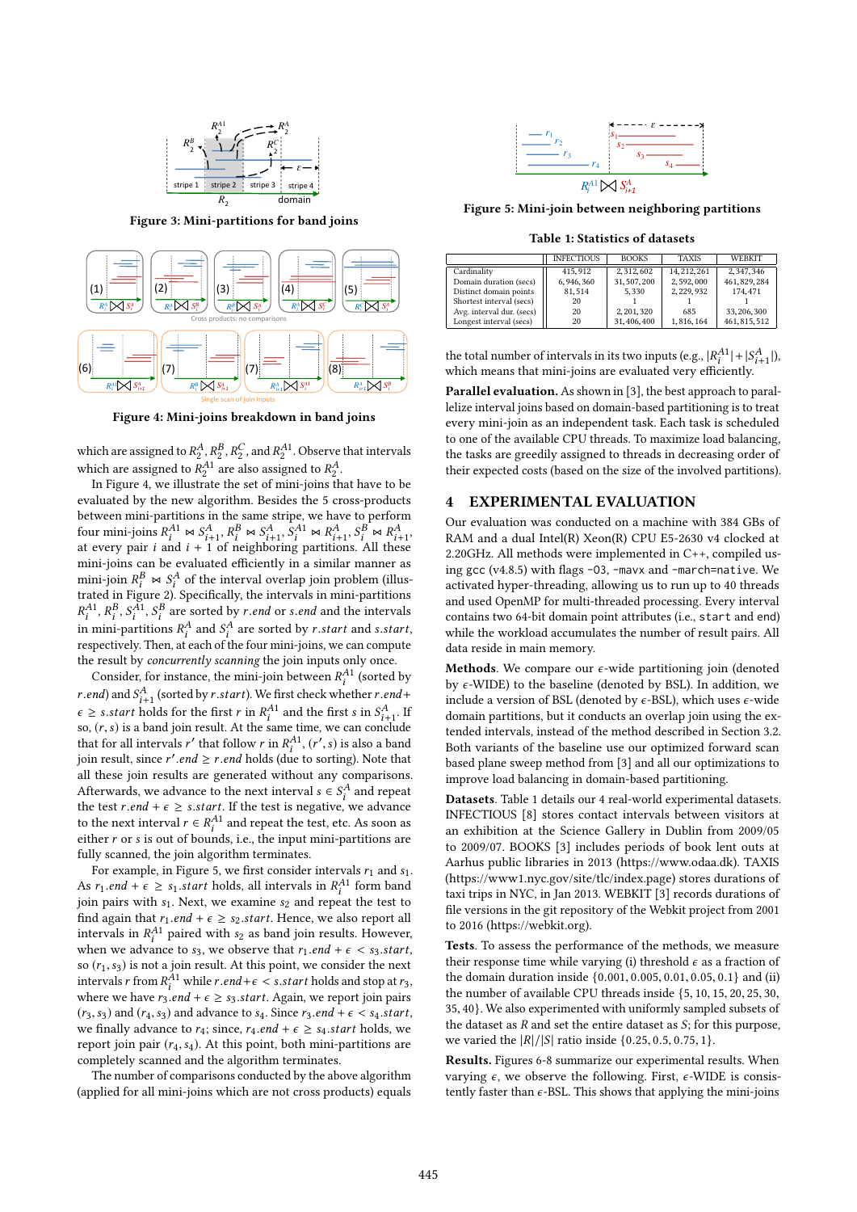Figure 3: Mini-partitions for band joins

Figure 4: Mini-joins breakdown in band joins

which are assigned to $R_2^A, R_2^B, R_2^C$, and $R_2^{A1}$. Observe that intervals which are assigned to $R_2^{A1}$ are also assigned to $R_2^A$.

In Figure 4, we illustrate the set of mini-joins that have to be evaluated by the new algorithm. Besides the 5 cross-products between mini-partitions in the same stripe, we have to perform four mini-joins $R_i^{A1} \bowtie S_{i+1}^A$, $R_i^B \bowtie S_{i+1}^A$, $S_i^{A1} \bowtie R_{i+1}^A$, $S_i^B \bowtie R_{i+1}^A$, at every pair $i$ and $i+1$ of neighboring partitions. All these mini-joins can be evaluated efficiently in a similar manner as mini-join $R_i^B \bowtie S_i^A$ of the interval overlap join problem (illustrated in Figure 2). Specifically, the intervals in mini-partitions $R_i^{A1}, R_i^B, S_i^{A1}, S_i^B$ are sorted by $r.end$ or $s.end$ and the intervals in mini-partitions $R_i^A$ and $S_i^A$ are sorted by $r.start$ and $s.start$, respectively. Then, at each of the four mini-joins, we can compute the result by *concurrently scanning* the join inputs only once.

Consider, for instance, the mini-join between $R_i^{A1}$ (sorted by $r.end$) and $S_{i+1}^A$ (sorted by $r.start$). We first check whether $r.end + \epsilon \geq s.start$ holds for the first $r$ in $R_i^{A1}$ and the first $s$ in $S_{i+1}^A$. If so, $(r, s)$ is a band join result. At the same time, we can conclude that for all intervals $r'$ that follow $r$ in $R_i^{A1}$, $(r', s)$ is also a band join result, since $r'.end \geq r.end$ holds (due to sorting). Note that all these join results are generated without any comparisons. Afterwards, we advance to the next interval $s \in S_i^A$ and repeat the test $r.end + \epsilon \geq s.start$. If the test is negative, we advance to the next interval $r \in R_i^{A1}$ and repeat the test, etc. As soon as either $r$ or $s$ is out of bounds, i.e., the input mini-partitions are fully scanned, the join algorithm terminates.

For example, in Figure 5, we first consider intervals $r_1$ and $s_1$. As $r_1.end + \epsilon \geq s_1.start$ holds, all intervals in $R_i^{A1}$ form band join pairs with $s_1$. Next, we examine $s_2$ and repeat the test to find again that $r_1.end + \epsilon \geq s_2.start$. Hence, we also report all intervals in $R_i^{A1}$ paired with $s_2$ as band join results. However, when we advance to $s_3$, we observe that $r_1.end + \epsilon < s_3.start$, so $(r_1, s_3)$ is not a join result. At this point, we consider the next intervals $r$ from $R_i^{A1}$ while $r.end + \epsilon < s.start$ holds and stop at $r_3$, where we have $r_3.end + \epsilon \geq s_3.start$. Again, we report join pairs $(r_3, s_3)$ and $(r_4, s_3)$ and advance to $s_4$. Since $r_3.end + \epsilon < s_4.start$, we finally advance to $r_4$; since, $r_4.end + \epsilon \geq s_4.start$ holds, we report join pair $(r_4, s_4)$. At this point, both mini-partitions are completely scanned and the algorithm terminates.

The number of comparisons conducted by the above algorithm (applied for all mini-joins which are not cross products) equals the total number of intervals in its two inputs (e.g., $|R_i^{A1}| + |S_{i+1}^A|$), which means that mini-joins are evaluated very efficiently.

Figure 5: Mini-join between neighboring partitions

Table 1: Statistics of datasets

| | INFECTIOUS | BOOKS | TAXIS | WEBKIT |
|---|---|---|---|---|
| Cardinality | 415,912 | 2,312,602 | 14,212,261 | 2,347,346 |
| Domain duration (secs) | 6,946,360 | 31,507,200 | 2,592,000 | 461,829,284 |
| Distinct domain points | 81,514 | 5,330 | 2,229,932 | 174,471 |
| Shortest interval (secs) | 20 | 1 | 1 | 1 |
| Avg. interval dur. (secs) | 20 | 2,201,320 | 685 | 33,206,300 |
| Longest interval (secs) | 20 | 31,406,400 | 1,816,164 | 461,815,512 |

**Parallel evaluation.** As shown in [3], the best approach to parallelize interval joins based on domain-based partitioning is to treat every mini-join as an independent task. Each task is scheduled to one of the available CPU threads. To maximize load balancing, the tasks are greedily assigned to threads in decreasing order of their expected costs (based on the size of the involved partitions).

## 4 EXPERIMENTAL EVALUATION

Our evaluation was conducted on a machine with 384 GBs of RAM and a dual Intel(R) Xeon(R) CPU E5-2630 v4 clocked at 2.20GHz. All methods were implemented in C++, compiled using gcc (v4.8.5) with flags `-O3`, `-mavx` and `-march=native`. We activated hyper-threading, allowing us to run up to 40 threads and used OpenMP for multi-threaded processing. Every interval contains two 64-bit domain point attributes (i.e., `start` and `end`) while the workload accumulates the number of result pairs. All data reside in main memory.

**Methods**. We compare our $\epsilon$-wide partitioning join (denoted by $\epsilon$-WIDE) to the baseline (denoted by BSL). In addition, we include a version of BSL (denoted by $\epsilon$-BSL), which uses $\epsilon$-wide domain partitions, but it conducts an overlap join using the extended intervals, instead of the method described in Section 3.2. Both variants of the baseline use our optimized forward scan based plane sweep method from [3] and all our optimizations to improve load balancing in domain-based partitioning.

**Datasets**. Table 1 details our 4 real-world experimental datasets. INFECTIOUS [8] stores contact intervals between visitors at an exhibition at the Science Gallery in Dublin from 2009/05 to 2009/07. BOOKS [3] includes periods of book lent outs at Aarhus public libraries in 2013 (https://www.odaa.dk). TAXIS (https://www1.nyc.gov/site/tlc/index.page) stores durations of taxi trips in NYC, in Jan 2013. WEBKIT [3] records durations of file versions in the git repository of the Webkit project from 2001 to 2016 (https://webkit.org).

**Tests**. To assess the performance of the methods, we measure their response time while varying (i) threshold $\epsilon$ as a fraction of the domain duration inside $\{0.001, 0.005, 0.01, 0.05, 0.1\}$ and (ii) the number of available CPU threads inside $\{5, 10, 15, 20, 25, 30, 35, 40\}$. We also experimented with uniformly sampled subsets of the dataset as $R$ and set the dataset as $S$; for this purpose, we varied the $|R|/|S|$ ratio inside $\{0.25, 0.5, 0.75, 1\}$.

**Results.** Figures 6-8 summarize our experimental results. When varying $\epsilon$, we observe the following. First, $\epsilon$-WIDE is consistently faster than $\epsilon$-BSL. This shows that applying the mini-joins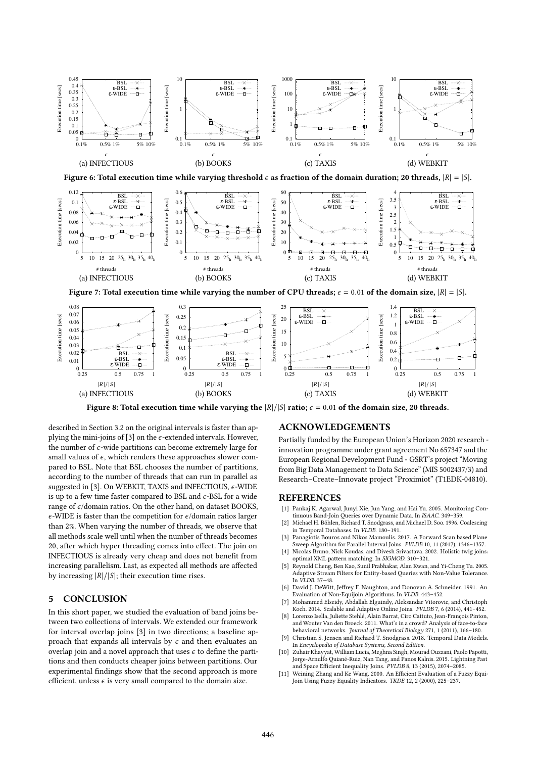(a) INFECTIOUS

(b) BOOKS

(c) TAXIS

(d) WEBKIT

**Figure 6: Total execution time while varying threshold $\epsilon$ as fraction of the domain duration; 20 threads, $|R| = |S|$.**

(a) INFECTIOUS

(b) BOOKS

(c) TAXIS

(d) WEBKIT

**Figure 7: Total execution time while varying the number of CPU threads; $\epsilon = 0.01$ of the domain size, $|R| = |S|$.**

(a) INFECTIOUS

(b) BOOKS

(c) TAXIS

(d) WEBKIT

**Figure 8: Total execution time while varying the $|R|/|S|$ ratio; $\epsilon = 0.01$ of the domain size, 20 threads.**

described in Section 3.2 on the original intervals is faster than applying the mini-joins of [3] on the $\epsilon$-extended intervals. However, the number of $\epsilon$-wide partitions can become extremely large for small values of $\epsilon$, which renders these approaches slower compared to BSL. Note that BSL chooses the number of partitions, according to the number of threads that can run in parallel as suggested in [3]. On WEBKIT, TAXIS and INFECTIOUS, $\epsilon$-WIDE is up to a few time faster compared to BSL and $\epsilon$-BSL for a wide range of $\epsilon$/domain ratios. On the other hand, on dataset BOOKS, $\epsilon$-WIDE is faster than the competition for $\epsilon$/domain ratios larger than 2%. When varying the number of threads, we observe that all methods scale well until when the number of threads becomes 20, after which hyper threading comes into effect. The join on INFECTIOUS is already very cheap and does not benefit from increasing parallelism. Last, as expected all methods are affected by increasing $|R|/|S|$; their execution time rises.

## 5 CONCLUSION

In this short paper, we studied the evaluation of band joins between two collections of intervals. We extended our framework for interval overlap joins [3] in two directions; a baseline approach that expands all intervals by $\epsilon$ and then evaluates an overlap join and a novel approach that uses $\epsilon$ to define the partitions and then conducts cheaper joins between partitions. Our experimental findings show that the second approach is more efficient, unless $\epsilon$ is very small compared to the domain size.

## ACKNOWLEDGEMENTS

Partially funded by the European Union's Horizon 2020 research - innovation programme under grant agreement No 657347 and the European Regional Development Fund - GSRT's project "Moving from Big Data Management to Data Science" (MIS 5002437/3) and Research–Create–Innovate project "Proximiot" (T1EDK-04810).

## REFERENCES

[1] Pankaj K. Agarwal, Junyi Xie, Jun Yang, and Hai Yu. 2005. Monitoring Continuous Band-Join Queries over Dynamic Data. In *ISAAC*. 349–359.

[2] Michael H. Böhlen, Richard T. Snodgrass, and Michael D. Soo. 1996. Coalescing in Temporal Databases. In *VLDB*. 180–191.

[3] Panagiotis Bouros and Nikos Mamoulis. 2017. A Forward Scan based Plane Sweep Algorithm for Parallel Interval Joins. *PVLDB* 10, 11 (2017), 1346–1357.

[4] Nicolas Bruno, Nick Koudas, and Divesh Srivastava. 2002. Holistic twig joins: optimal XML pattern matching. In *SIGMOD*. 310–321.

[5] Reynold Cheng, Ben Kao, Sunil Prabhakar, Alan Kwan, and Yi-Cheng Tu. 2005. Adaptive Stream Filters for Entity-based Queries with Non-Value Tolerance. In *VLDB*. 37–48.

[6] David J. DeWitt, Jeffrey F. Naughton, and Donovan A. Schneider. 1991. An Evaluation of Non-Equijoin Algorithms. In *VLDB*. 443–452.

[7] Mohammed Elseidy, Abdallah Elguindy, Aleksandar Vitorovic, and Christoph Koch. 2014. Scalable and Adaptive Online Joins. *PVLDB* 7, 6 (2014), 441–452.

[8] Lorenzo Isella, Juliette Stehlé, Alain Barrat, Ciro Cattuto, Jean-François Pinton, and Wouter Van den Broeck. 2011. What's in a crowd? Analysis of face-to-face behavioral networks. *Journal of Theoretical Biology* 271, 1 (2011), 166–180.

[9] Christian S. Jensen and Richard T. Snodgrass. 2018. Temporal Data Models. In *Encyclopedia of Database Systems, Second Edition*.

[10] Zuhair Khayyat, William Lucia, Meghna Singh, Mourad Ouzzani, Paolo Papotti, Jorge-Arnulfo Quiané-Ruiz, Nan Tang, and Panos Kalnis. 2015. Lightning Fast and Space Efficient Inequality Joins. *PVLDB* 8, 13 (2015), 2074–2085.

[11] Weining Zhang and Ke Wang. 2000. An Efficient Evaluation of a Fuzzy Equi-Join Using Fuzzy Equality Indicators. *TKDE* 12, 2 (2000), 225–237.